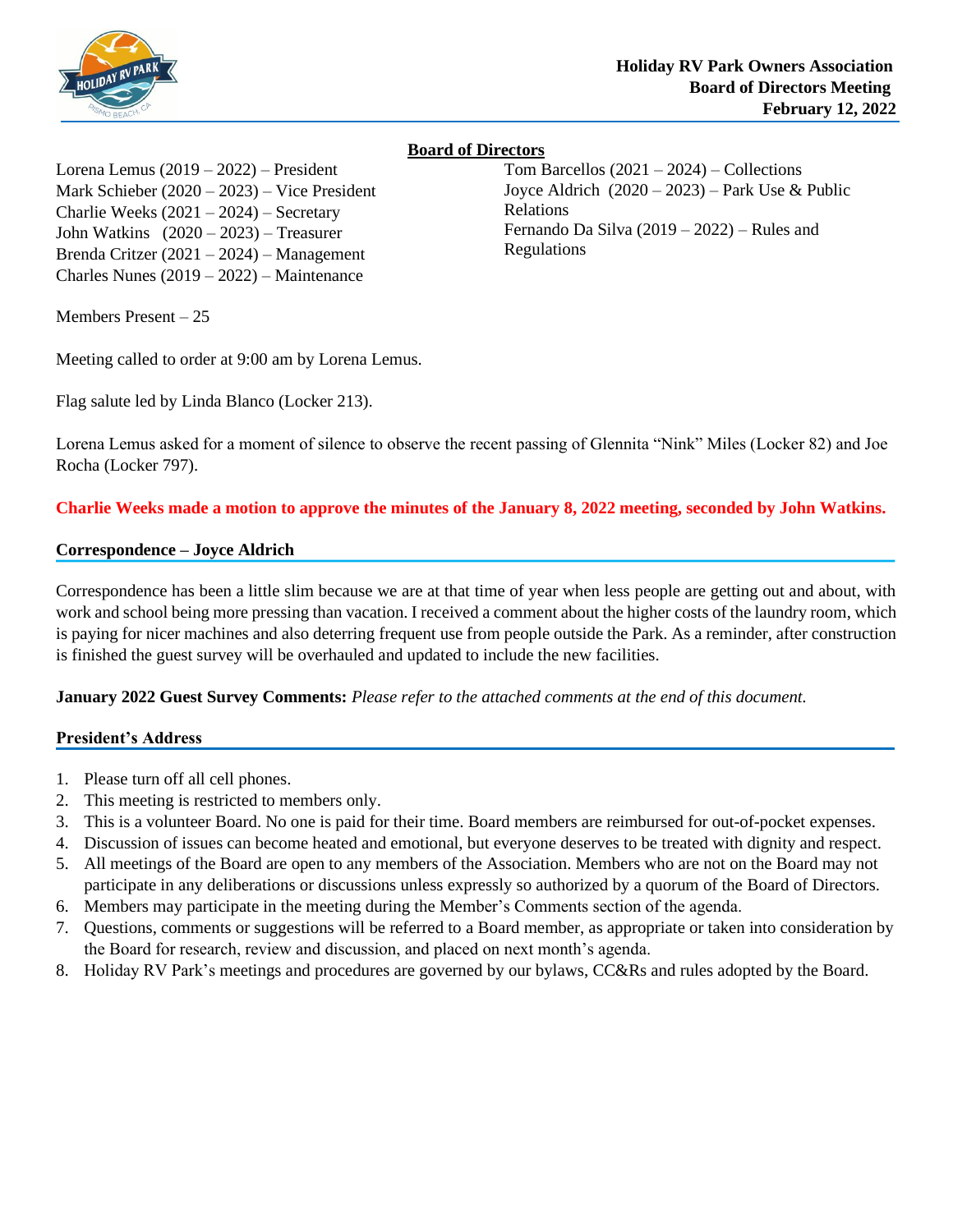**Holiday RV Park Owners Association**
**Board of Directors Meeting**
**February 12, 2022**

## Board of Directors

Lorena Lemus (2019 – 2022) – President
Mark Schieber (2020 – 2023) – Vice President
Charlie Weeks (2021 – 2024) – Secretary
John Watkins (2020 – 2023) – Treasurer
Brenda Critzer (2021 – 2024) – Management
Charles Nunes (2019 – 2022) – Maintenance
Tom Barcellos (2021 – 2024) – Collections
Joyce Aldrich (2020 – 2023) – Park Use & Public Relations
Fernando Da Silva (2019 – 2022) – Rules and Regulations

Members Present – 25

Meeting called to order at 9:00 am by Lorena Lemus.

Flag salute led by Linda Blanco (Locker 213).

Lorena Lemus asked for a moment of silence to observe the recent passing of Glennita "Nink" Miles (Locker 82) and Joe Rocha (Locker 797).

**Charlie Weeks made a motion to approve the minutes of the January 8, 2022 meeting, seconded by John Watkins.**

### Correspondence – Joyce Aldrich

Correspondence has been a little slim because we are at that time of year when less people are getting out and about, with work and school being more pressing than vacation. I received a comment about the higher costs of the laundry room, which is paying for nicer machines and also deterring frequent use from people outside the Park. As a reminder, after construction is finished the guest survey will be overhauled and updated to include the new facilities.

**January 2022 Guest Survey Comments:** *Please refer to the attached comments at the end of this document.*

### President's Address

1. Please turn off all cell phones.
2. This meeting is restricted to members only.
3. This is a volunteer Board. No one is paid for their time. Board members are reimbursed for out-of-pocket expenses.
4. Discussion of issues can become heated and emotional, but everyone deserves to be treated with dignity and respect.
5. All meetings of the Board are open to any members of the Association. Members who are not on the Board may not participate in any deliberations or discussions unless expressly so authorized by a quorum of the Board of Directors.
6. Members may participate in the meeting during the Member's Comments section of the agenda.
7. Questions, comments or suggestions will be referred to a Board member, as appropriate or taken into consideration by the Board for research, review and discussion, and placed on next month's agenda.
8. Holiday RV Park's meetings and procedures are governed by our bylaws, CC&Rs and rules adopted by the Board.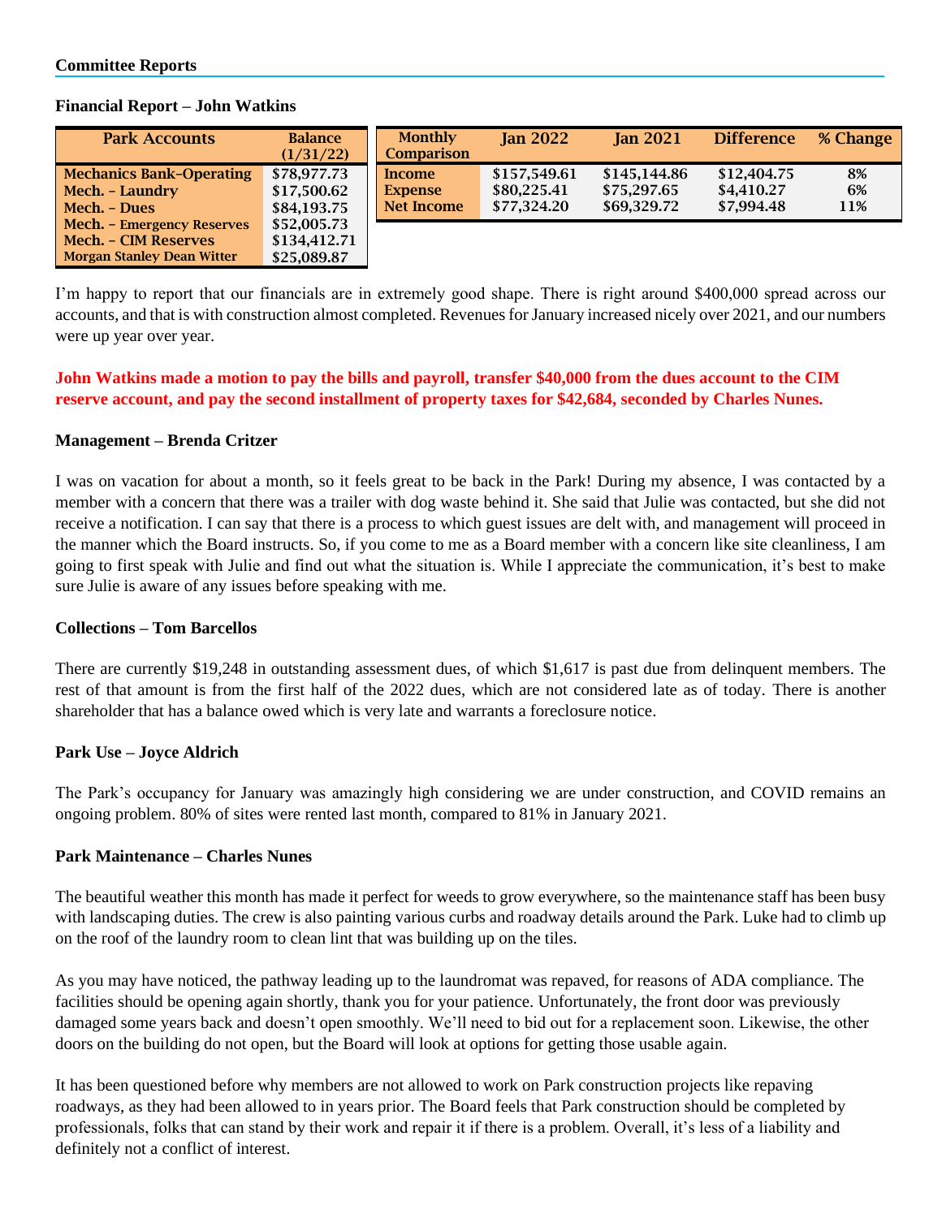**Committee Reports**

**Financial Report – John Watkins**

| Park Accounts | Balance (1/31/22) |
|---|---|
| Mechanics Bank–Operating | $78,977.73 |
| Mech. – Laundry | $17,500.62 |
| Mech. – Dues | $84,193.75 |
| Mech. – Emergency Reserves | $52,005.73 |
| Mech. – CIM Reserves | $134,412.71 |
| Morgan Stanley Dean Witter | $25,089.87 |

| Monthly Comparison | Jan 2022 | Jan 2021 | Difference | % Change |
|---|---|---|---|---|
| Income | $157,549.61 | $145,144.86 | $12,404.75 | 8% |
| Expense | $80,225.41 | $75,297.65 | $4,410.27 | 6% |
| Net Income | $77,324.20 | $69,329.72 | $7,994.48 | 11% |

I'm happy to report that our financials are in extremely good shape. There is right around $400,000 spread across our accounts, and that is with construction almost completed. Revenues for January increased nicely over 2021, and our numbers were up year over year.

**John Watkins made a motion to pay the bills and payroll, transfer $40,000 from the dues account to the CIM reserve account, and pay the second installment of property taxes for $42,684, seconded by Charles Nunes.**

**Management – Brenda Critzer**

I was on vacation for about a month, so it feels great to be back in the Park! During my absence, I was contacted by a member with a concern that there was a trailer with dog waste behind it. She said that Julie was contacted, but she did not receive a notification. I can say that there is a process to which guest issues are delt with, and management will proceed in the manner which the Board instructs. So, if you come to me as a Board member with a concern like site cleanliness, I am going to first speak with Julie and find out what the situation is. While I appreciate the communication, it's best to make sure Julie is aware of any issues before speaking with me.

**Collections – Tom Barcellos**

There are currently $19,248 in outstanding assessment dues, of which $1,617 is past due from delinquent members. The rest of that amount is from the first half of the 2022 dues, which are not considered late as of today. There is another shareholder that has a balance owed which is very late and warrants a foreclosure notice.

**Park Use – Joyce Aldrich**

The Park's occupancy for January was amazingly high considering we are under construction, and COVID remains an ongoing problem. 80% of sites were rented last month, compared to 81% in January 2021.

**Park Maintenance – Charles Nunes**

The beautiful weather this month has made it perfect for weeds to grow everywhere, so the maintenance staff has been busy with landscaping duties. The crew is also painting various curbs and roadway details around the Park. Luke had to climb up on the roof of the laundry room to clean lint that was building up on the tiles.

As you may have noticed, the pathway leading up to the laundromat was repaved, for reasons of ADA compliance. The facilities should be opening again shortly, thank you for your patience. Unfortunately, the front door was previously damaged some years back and doesn't open smoothly. We'll need to bid out for a replacement soon. Likewise, the other doors on the building do not open, but the Board will look at options for getting those usable again.

It has been questioned before why members are not allowed to work on Park construction projects like repaving roadways, as they had been allowed to in years prior. The Board feels that Park construction should be completed by professionals, folks that can stand by their work and repair it if there is a problem. Overall, it's less of a liability and definitely not a conflict of interest.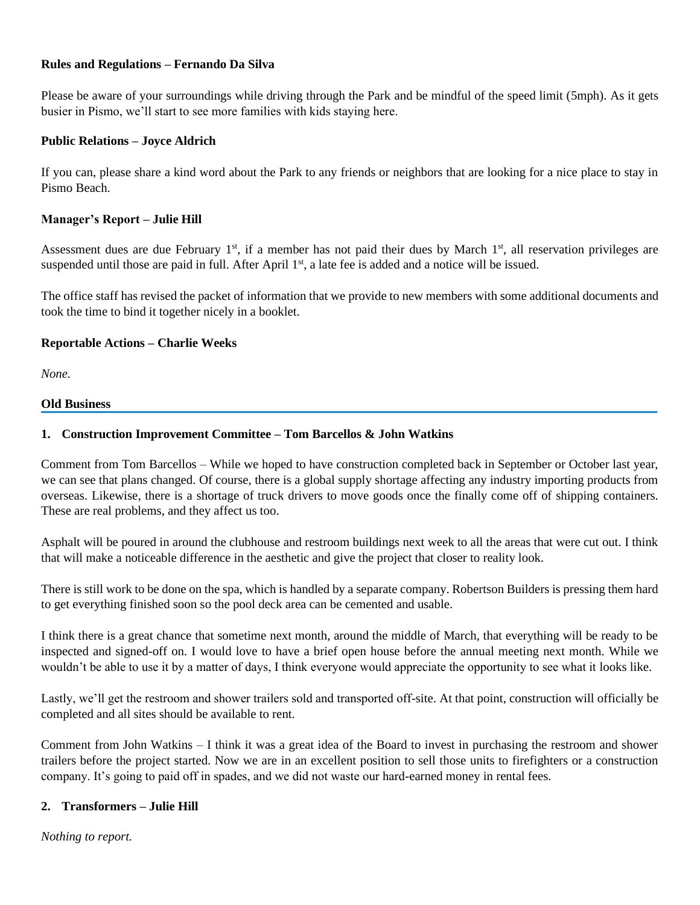**Rules and Regulations – Fernando Da Silva**

Please be aware of your surroundings while driving through the Park and be mindful of the speed limit (5mph). As it gets busier in Pismo, we'll start to see more families with kids staying here.

**Public Relations – Joyce Aldrich**

If you can, please share a kind word about the Park to any friends or neighbors that are looking for a nice place to stay in Pismo Beach.

**Manager's Report – Julie Hill**

Assessment dues are due February 1st, if a member has not paid their dues by March 1st, all reservation privileges are suspended until those are paid in full. After April 1st, a late fee is added and a notice will be issued.

The office staff has revised the packet of information that we provide to new members with some additional documents and took the time to bind it together nicely in a booklet.

**Reportable Actions – Charlie Weeks**

*None.*

## Old Business

### 1. Construction Improvement Committee – Tom Barcellos & John Watkins

Comment from Tom Barcellos – While we hoped to have construction completed back in September or October last year, we can see that plans changed. Of course, there is a global supply shortage affecting any industry importing products from overseas. Likewise, there is a shortage of truck drivers to move goods once the finally come off of shipping containers. These are real problems, and they affect us too.

Asphalt will be poured in around the clubhouse and restroom buildings next week to all the areas that were cut out. I think that will make a noticeable difference in the aesthetic and give the project that closer to reality look.

There is still work to be done on the spa, which is handled by a separate company. Robertson Builders is pressing them hard to get everything finished soon so the pool deck area can be cemented and usable.

I think there is a great chance that sometime next month, around the middle of March, that everything will be ready to be inspected and signed-off on. I would love to have a brief open house before the annual meeting next month. While we wouldn't be able to use it by a matter of days, I think everyone would appreciate the opportunity to see what it looks like.

Lastly, we'll get the restroom and shower trailers sold and transported off-site. At that point, construction will officially be completed and all sites should be available to rent.

Comment from John Watkins – I think it was a great idea of the Board to invest in purchasing the restroom and shower trailers before the project started. Now we are in an excellent position to sell those units to firefighters or a construction company. It's going to paid off in spades, and we did not waste our hard-earned money in rental fees.

### 2. Transformers – Julie Hill

*Nothing to report.*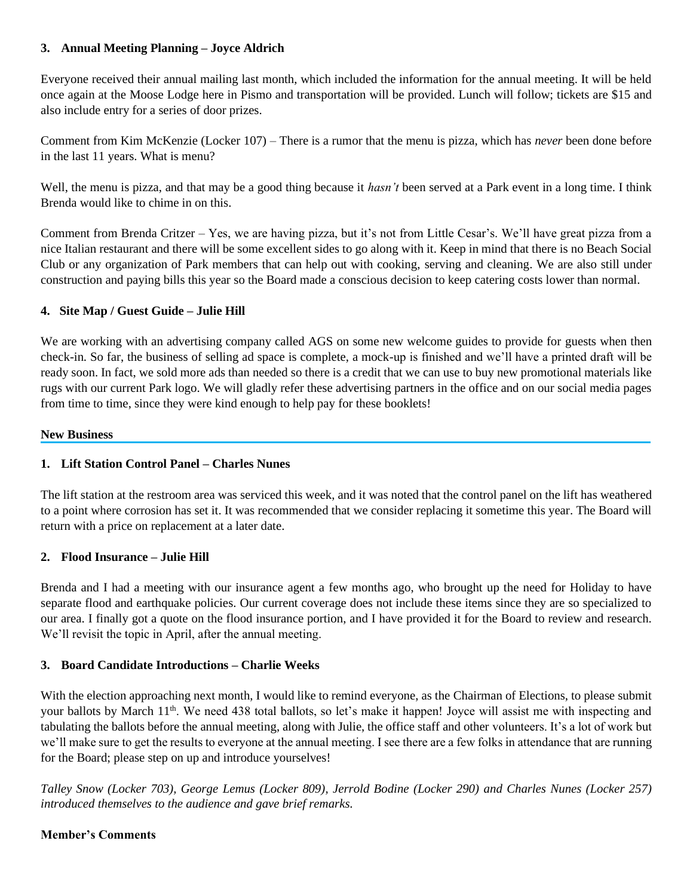**3. Annual Meeting Planning – Joyce Aldrich**

Everyone received their annual mailing last month, which included the information for the annual meeting. It will be held once again at the Moose Lodge here in Pismo and transportation will be provided. Lunch will follow; tickets are $15 and also include entry for a series of door prizes.

Comment from Kim McKenzie (Locker 107) – There is a rumor that the menu is pizza, which has *never* been done before in the last 11 years. What is menu?

Well, the menu is pizza, and that may be a good thing because it *hasn't* been served at a Park event in a long time. I think Brenda would like to chime in on this.

Comment from Brenda Critzer – Yes, we are having pizza, but it's not from Little Cesar's. We'll have great pizza from a nice Italian restaurant and there will be some excellent sides to go along with it. Keep in mind that there is no Beach Social Club or any organization of Park members that can help out with cooking, serving and cleaning. We are also still under construction and paying bills this year so the Board made a conscious decision to keep catering costs lower than normal.

**4. Site Map / Guest Guide – Julie Hill**

We are working with an advertising company called AGS on some new welcome guides to provide for guests when then check-in. So far, the business of selling ad space is complete, a mock-up is finished and we'll have a printed draft will be ready soon. In fact, we sold more ads than needed so there is a credit that we can use to buy new promotional materials like rugs with our current Park logo. We will gladly refer these advertising partners in the office and on our social media pages from time to time, since they were kind enough to help pay for these booklets!

**New Business**

**1. Lift Station Control Panel – Charles Nunes**

The lift station at the restroom area was serviced this week, and it was noted that the control panel on the lift has weathered to a point where corrosion has set it. It was recommended that we consider replacing it sometime this year. The Board will return with a price on replacement at a later date.

**2. Flood Insurance – Julie Hill**

Brenda and I had a meeting with our insurance agent a few months ago, who brought up the need for Holiday to have separate flood and earthquake policies. Our current coverage does not include these items since they are so specialized to our area. I finally got a quote on the flood insurance portion, and I have provided it for the Board to review and research. We'll revisit the topic in April, after the annual meeting.

**3. Board Candidate Introductions – Charlie Weeks**

With the election approaching next month, I would like to remind everyone, as the Chairman of Elections, to please submit your ballots by March 11th. We need 438 total ballots, so let's make it happen! Joyce will assist me with inspecting and tabulating the ballots before the annual meeting, along with Julie, the office staff and other volunteers. It's a lot of work but we'll make sure to get the results to everyone at the annual meeting. I see there are a few folks in attendance that are running for the Board; please step on up and introduce yourselves!

*Talley Snow (Locker 703), George Lemus (Locker 809), Jerrold Bodine (Locker 290) and Charles Nunes (Locker 257) introduced themselves to the audience and gave brief remarks.*

**Member's Comments**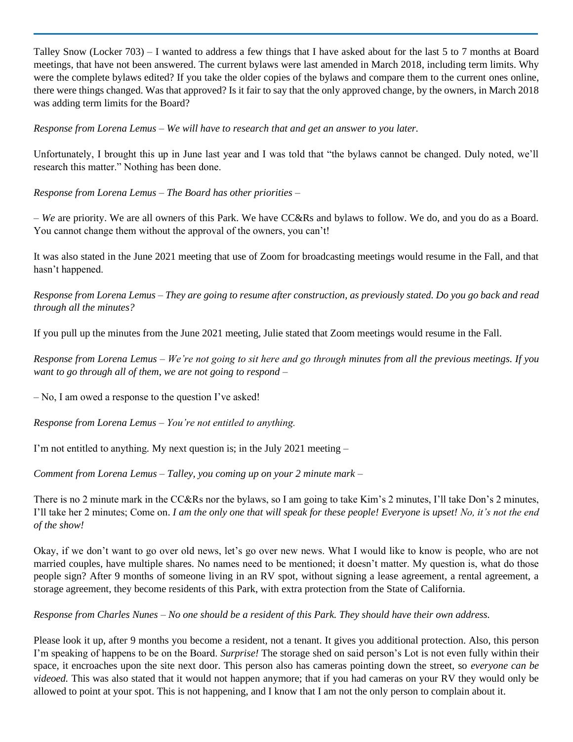Talley Snow (Locker 703) – I wanted to address a few things that I have asked about for the last 5 to 7 months at Board meetings, that have not been answered. The current bylaws were last amended in March 2018, including term limits. Why were the complete bylaws edited? If you take the older copies of the bylaws and compare them to the current ones online, there were things changed. Was that approved? Is it fair to say that the only approved change, by the owners, in March 2018 was adding term limits for the Board?

*Response from Lorena Lemus – We will have to research that and get an answer to you later.*

Unfortunately, I brought this up in June last year and I was told that "the bylaws cannot be changed. Duly noted, we'll research this matter." Nothing has been done.

*Response from Lorena Lemus – The Board has other priorities –*

– *We* are priority. We are all owners of this Park. We have CC&Rs and bylaws to follow. We do, and you do as a Board. You cannot change them without the approval of the owners, you can't!

It was also stated in the June 2021 meeting that use of Zoom for broadcasting meetings would resume in the Fall, and that hasn't happened.

*Response from Lorena Lemus – They are going to resume after construction, as previously stated. Do you go back and read through all the minutes?*

If you pull up the minutes from the June 2021 meeting, Julie stated that Zoom meetings would resume in the Fall.

*Response from Lorena Lemus – We're not going to sit here and go through minutes from all the previous meetings. If you want to go through all of them, we are not going to respond –*

– No, I am owed a response to the question I've asked!

*Response from Lorena Lemus – You're not entitled to anything.*

I'm not entitled to anything. My next question is; in the July 2021 meeting –

*Comment from Lorena Lemus – Talley, you coming up on your 2 minute mark –*

There is no 2 minute mark in the CC&Rs nor the bylaws, so I am going to take Kim's 2 minutes, I'll take Don's 2 minutes, I'll take her 2 minutes; Come on. *I am the only one that will speak for these people! Everyone is upset! No, it's not the end of the show!*

Okay, if we don't want to go over old news, let's go over new news. What I would like to know is people, who are not married couples, have multiple shares. No names need to be mentioned; it doesn't matter. My question is, what do those people sign? After 9 months of someone living in an RV spot, without signing a lease agreement, a rental agreement, a storage agreement, they become residents of this Park, with extra protection from the State of California.

*Response from Charles Nunes – No one should be a resident of this Park. They should have their own address.*

Please look it up, after 9 months you become a resident, not a tenant. It gives you additional protection. Also, this person I'm speaking of happens to be on the Board. *Surprise!* The storage shed on said person's Lot is not even fully within their space, it encroaches upon the site next door. This person also has cameras pointing down the street, so *everyone can be videoed.* This was also stated that it would not happen anymore; that if you had cameras on your RV they would only be allowed to point at your spot. This is not happening, and I know that I am not the only person to complain about it.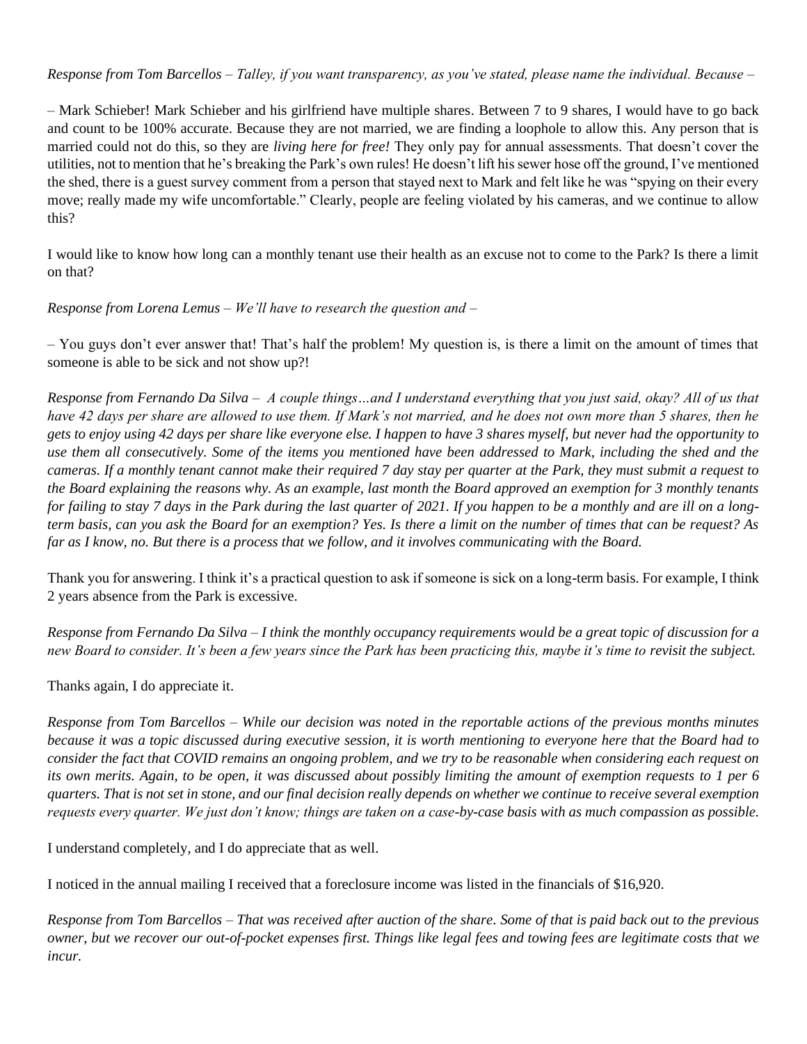*Response from Tom Barcellos – Talley, if you want transparency, as you've stated, please name the individual. Because –*

– Mark Schieber! Mark Schieber and his girlfriend have multiple shares. Between 7 to 9 shares, I would have to go back and count to be 100% accurate. Because they are not married, we are finding a loophole to allow this. Any person that is married could not do this, so they are *living here for free!* They only pay for annual assessments. That doesn't cover the utilities, not to mention that he's breaking the Park's own rules! He doesn't lift his sewer hose off the ground, I've mentioned the shed, there is a guest survey comment from a person that stayed next to Mark and felt like he was "spying on their every move; really made my wife uncomfortable." Clearly, people are feeling violated by his cameras, and we continue to allow this?

I would like to know how long can a monthly tenant use their health as an excuse not to come to the Park? Is there a limit on that?

*Response from Lorena Lemus – We'll have to research the question and –*

– You guys don't ever answer that! That's half the problem! My question is, is there a limit on the amount of times that someone is able to be sick and not show up?!

*Response from Fernando Da Silva – A couple things…and I understand everything that you just said, okay? All of us that have 42 days per share are allowed to use them. If Mark's not married, and he does not own more than 5 shares, then he gets to enjoy using 42 days per share like everyone else. I happen to have 3 shares myself, but never had the opportunity to use them all consecutively. Some of the items you mentioned have been addressed to Mark, including the shed and the cameras. If a monthly tenant cannot make their required 7 day stay per quarter at the Park, they must submit a request to the Board explaining the reasons why. As an example, last month the Board approved an exemption for 3 monthly tenants for failing to stay 7 days in the Park during the last quarter of 2021. If you happen to be a monthly and are ill on a long-term basis, can you ask the Board for an exemption? Yes. Is there a limit on the number of times that can be request? As far as I know, no. But there is a process that we follow, and it involves communicating with the Board.*

Thank you for answering. I think it's a practical question to ask if someone is sick on a long-term basis. For example, I think 2 years absence from the Park is excessive.

*Response from Fernando Da Silva – I think the monthly occupancy requirements would be a great topic of discussion for a new Board to consider. It's been a few years since the Park has been practicing this, maybe it's time to revisit the subject.*

Thanks again, I do appreciate it.

*Response from Tom Barcellos – While our decision was noted in the reportable actions of the previous months minutes because it was a topic discussed during executive session, it is worth mentioning to everyone here that the Board had to consider the fact that COVID remains an ongoing problem, and we try to be reasonable when considering each request on its own merits. Again, to be open, it was discussed about possibly limiting the amount of exemption requests to 1 per 6 quarters. That is not set in stone, and our final decision really depends on whether we continue to receive several exemption requests every quarter. We just don't know; things are taken on a case-by-case basis with as much compassion as possible.*

I understand completely, and I do appreciate that as well.

I noticed in the annual mailing I received that a foreclosure income was listed in the financials of $16,920.

*Response from Tom Barcellos – That was received after auction of the share. Some of that is paid back out to the previous owner, but we recover our out-of-pocket expenses first. Things like legal fees and towing fees are legitimate costs that we incur.*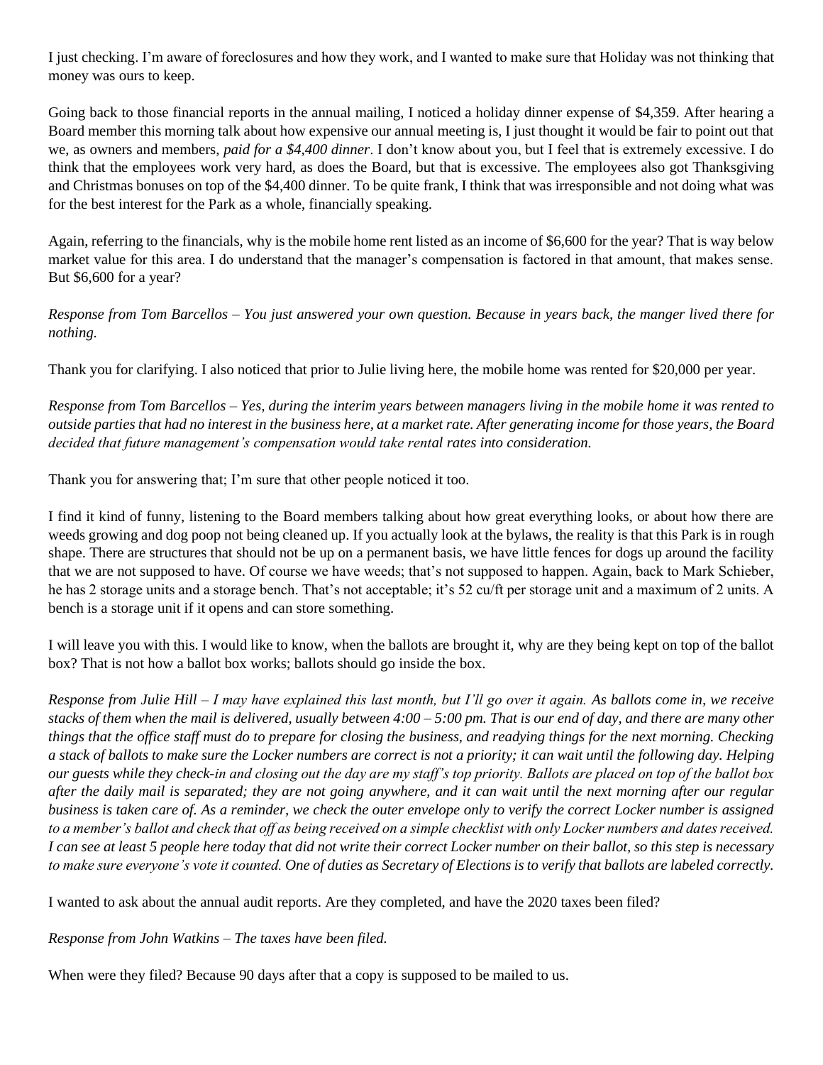I just checking. I'm aware of foreclosures and how they work, and I wanted to make sure that Holiday was not thinking that money was ours to keep.

Going back to those financial reports in the annual mailing, I noticed a holiday dinner expense of $4,359. After hearing a Board member this morning talk about how expensive our annual meeting is, I just thought it would be fair to point out that we, as owners and members, *paid for a $4,400 dinner*. I don't know about you, but I feel that is extremely excessive. I do think that the employees work very hard, as does the Board, but that is excessive. The employees also got Thanksgiving and Christmas bonuses on top of the $4,400 dinner. To be quite frank, I think that was irresponsible and not doing what was for the best interest for the Park as a whole, financially speaking.

Again, referring to the financials, why is the mobile home rent listed as an income of $6,600 for the year? That is way below market value for this area. I do understand that the manager's compensation is factored in that amount, that makes sense. But $6,600 for a year?

*Response from Tom Barcellos – You just answered your own question. Because in years back, the manger lived there for nothing.*

Thank you for clarifying. I also noticed that prior to Julie living here, the mobile home was rented for $20,000 per year.

*Response from Tom Barcellos – Yes, during the interim years between managers living in the mobile home it was rented to outside parties that had no interest in the business here, at a market rate. After generating income for those years, the Board decided that future management's compensation would take rental rates into consideration.*

Thank you for answering that; I'm sure that other people noticed it too.

I find it kind of funny, listening to the Board members talking about how great everything looks, or about how there are weeds growing and dog poop not being cleaned up. If you actually look at the bylaws, the reality is that this Park is in rough shape. There are structures that should not be up on a permanent basis, we have little fences for dogs up around the facility that we are not supposed to have. Of course we have weeds; that's not supposed to happen. Again, back to Mark Schieber, he has 2 storage units and a storage bench. That's not acceptable; it's 52 cu/ft per storage unit and a maximum of 2 units. A bench is a storage unit if it opens and can store something.

I will leave you with this. I would like to know, when the ballots are brought it, why are they being kept on top of the ballot box? That is not how a ballot box works; ballots should go inside the box.

*Response from Julie Hill – I may have explained this last month, but I'll go over it again. As ballots come in, we receive stacks of them when the mail is delivered, usually between 4:00 – 5:00 pm. That is our end of day, and there are many other things that the office staff must do to prepare for closing the business, and readying things for the next morning. Checking a stack of ballots to make sure the Locker numbers are correct is not a priority; it can wait until the following day. Helping our guests while they check-in and closing out the day are my staff's top priority. Ballots are placed on top of the ballot box after the daily mail is separated; they are not going anywhere, and it can wait until the next morning after our regular business is taken care of. As a reminder, we check the outer envelope only to verify the correct Locker number is assigned to a member's ballot and check that off as being received on a simple checklist with only Locker numbers and dates received. I can see at least 5 people here today that did not write their correct Locker number on their ballot, so this step is necessary to make sure everyone's vote it counted. One of duties as Secretary of Elections is to verify that ballots are labeled correctly.*

I wanted to ask about the annual audit reports. Are they completed, and have the 2020 taxes been filed?

*Response from John Watkins – The taxes have been filed.*

When were they filed? Because 90 days after that a copy is supposed to be mailed to us.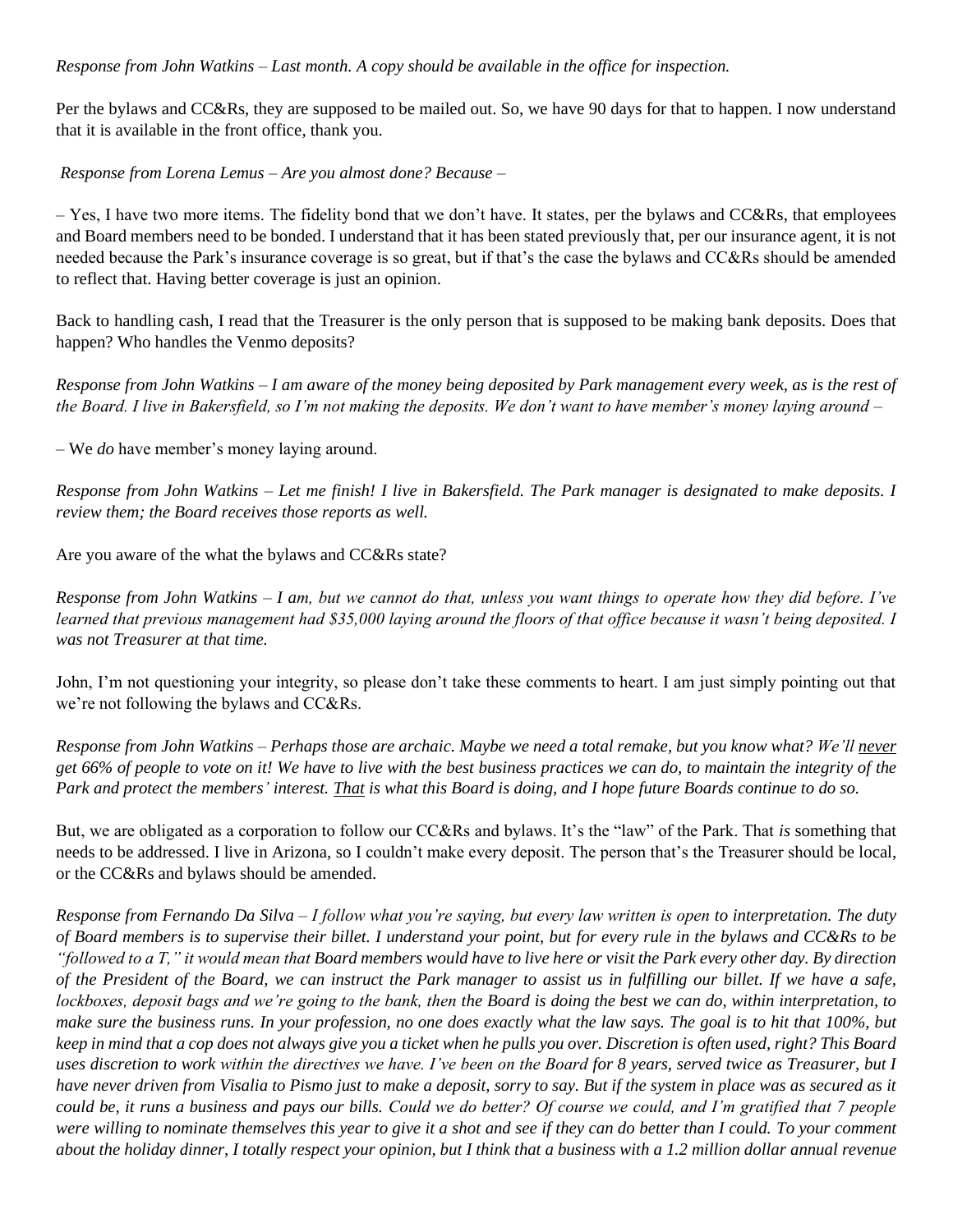*Response from John Watkins – Last month. A copy should be available in the office for inspection.*

Per the bylaws and CC&Rs, they are supposed to be mailed out. So, we have 90 days for that to happen. I now understand that it is available in the front office, thank you.

*Response from Lorena Lemus – Are you almost done? Because –*

– Yes, I have two more items. The fidelity bond that we don't have. It states, per the bylaws and CC&Rs, that employees and Board members need to be bonded. I understand that it has been stated previously that, per our insurance agent, it is not needed because the Park's insurance coverage is so great, but if that's the case the bylaws and CC&Rs should be amended to reflect that. Having better coverage is just an opinion.

Back to handling cash, I read that the Treasurer is the only person that is supposed to be making bank deposits. Does that happen? Who handles the Venmo deposits?

*Response from John Watkins – I am aware of the money being deposited by Park management every week, as is the rest of the Board. I live in Bakersfield, so I'm not making the deposits. We don't want to have member's money laying around –*

– We *do* have member's money laying around.

*Response from John Watkins – Let me finish! I live in Bakersfield. The Park manager is designated to make deposits. I review them; the Board receives those reports as well.*

Are you aware of the what the bylaws and CC&Rs state?

*Response from John Watkins – I am, but we cannot do that, unless you want things to operate how they did before. I've learned that previous management had $35,000 laying around the floors of that office because it wasn't being deposited. I was not Treasurer at that time.*

John, I'm not questioning your integrity, so please don't take these comments to heart. I am just simply pointing out that we're not following the bylaws and CC&Rs.

*Response from John Watkins – Perhaps those are archaic. Maybe we need a total remake, but you know what? We'll <u>never</u> get 66% of people to vote on it! We have to live with the best business practices we can do, to maintain the integrity of the Park and protect the members' interest. <u>That</u> is what this Board is doing, and I hope future Boards continue to do so.*

But, we are obligated as a corporation to follow our CC&Rs and bylaws. It's the "law" of the Park. That *is* something that needs to be addressed. I live in Arizona, so I couldn't make every deposit. The person that's the Treasurer should be local, or the CC&Rs and bylaws should be amended.

*Response from Fernando Da Silva – I follow what you're saying, but every law written is open to interpretation. The duty of Board members is to supervise their billet. I understand your point, but for every rule in the bylaws and CC&Rs to be "followed to a T," it would mean that Board members would have to live here or visit the Park every other day. By direction of the President of the Board, we can instruct the Park manager to assist us in fulfilling our billet. If we have a safe, lockboxes, deposit bags and we're going to the bank, then the Board is doing the best we can do, within interpretation, to make sure the business runs. In your profession, no one does exactly what the law says. The goal is to hit that 100%, but keep in mind that a cop does not always give you a ticket when he pulls you over. Discretion is often used, right? This Board uses discretion to work within the directives we have. I've been on the Board for 8 years, served twice as Treasurer, but I have never driven from Visalia to Pismo just to make a deposit, sorry to say. But if the system in place was as secured as it could be, it runs a business and pays our bills. Could we do better? Of course we could, and I'm gratified that 7 people were willing to nominate themselves this year to give it a shot and see if they can do better than I could. To your comment about the holiday dinner, I totally respect your opinion, but I think that a business with a 1.2 million dollar annual revenue*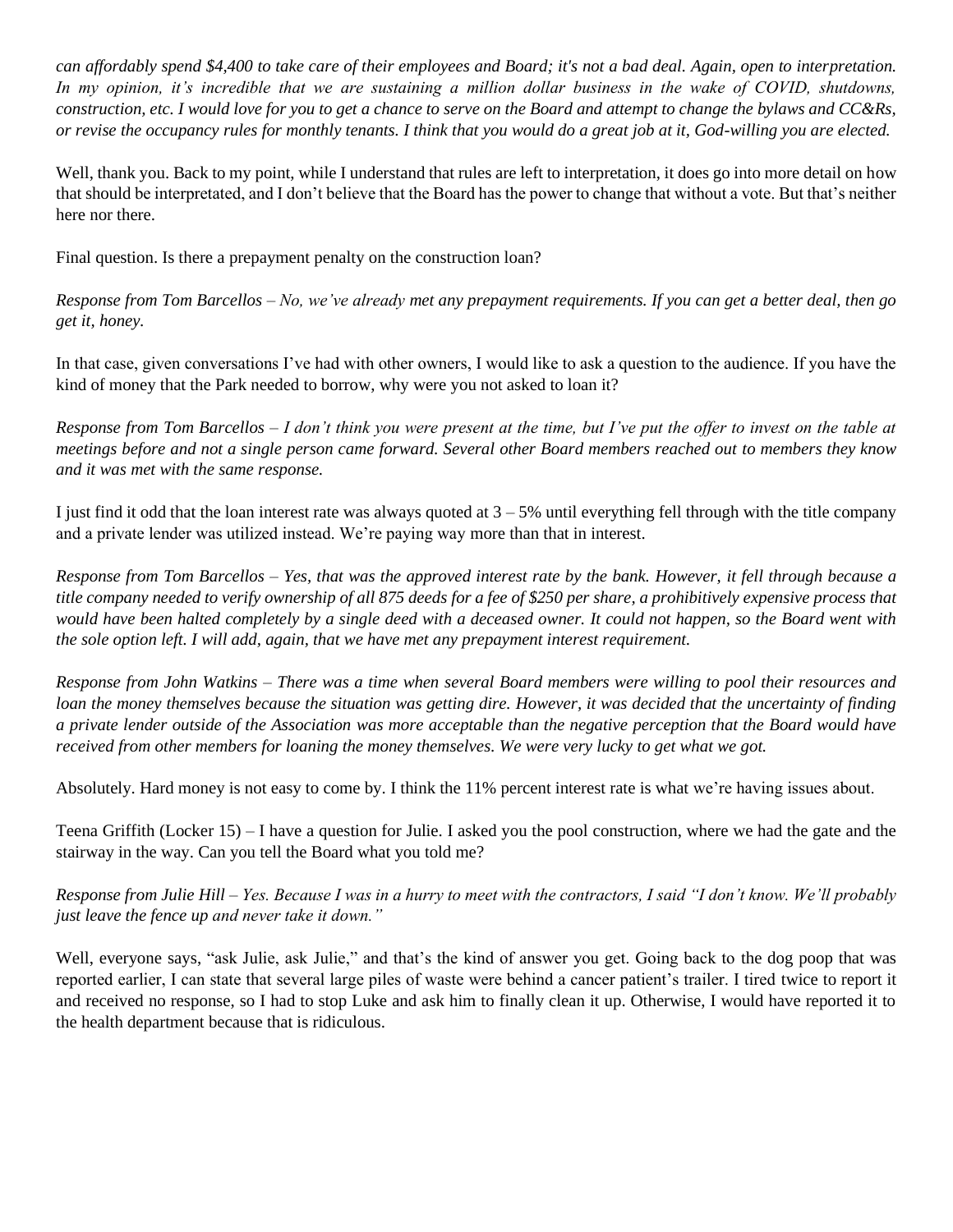*can affordably spend $4,400 to take care of their employees and Board; it's not a bad deal. Again, open to interpretation. In my opinion, it's incredible that we are sustaining a million dollar business in the wake of COVID, shutdowns, construction, etc. I would love for you to get a chance to serve on the Board and attempt to change the bylaws and CC&Rs, or revise the occupancy rules for monthly tenants. I think that you would do a great job at it, God-willing you are elected.*

Well, thank you. Back to my point, while I understand that rules are left to interpretation, it does go into more detail on how that should be interpretated, and I don't believe that the Board has the power to change that without a vote. But that's neither here nor there.

Final question. Is there a prepayment penalty on the construction loan?

*Response from Tom Barcellos – No, we've already met any prepayment requirements. If you can get a better deal, then go get it, honey.*

In that case, given conversations I've had with other owners, I would like to ask a question to the audience. If you have the kind of money that the Park needed to borrow, why were you not asked to loan it?

*Response from Tom Barcellos – I don't think you were present at the time, but I've put the offer to invest on the table at meetings before and not a single person came forward. Several other Board members reached out to members they know and it was met with the same response.*

I just find it odd that the loan interest rate was always quoted at 3 – 5% until everything fell through with the title company and a private lender was utilized instead. We're paying way more than that in interest.

*Response from Tom Barcellos – Yes, that was the approved interest rate by the bank. However, it fell through because a title company needed to verify ownership of all 875 deeds for a fee of $250 per share, a prohibitively expensive process that would have been halted completely by a single deed with a deceased owner. It could not happen, so the Board went with the sole option left. I will add, again, that we have met any prepayment interest requirement.*

*Response from John Watkins – There was a time when several Board members were willing to pool their resources and loan the money themselves because the situation was getting dire. However, it was decided that the uncertainty of finding a private lender outside of the Association was more acceptable than the negative perception that the Board would have received from other members for loaning the money themselves. We were very lucky to get what we got.*

Absolutely. Hard money is not easy to come by. I think the 11% percent interest rate is what we're having issues about.

Teena Griffith (Locker 15) – I have a question for Julie. I asked you the pool construction, where we had the gate and the stairway in the way. Can you tell the Board what you told me?

*Response from Julie Hill – Yes. Because I was in a hurry to meet with the contractors, I said "I don't know. We'll probably just leave the fence up and never take it down."*

Well, everyone says, "ask Julie, ask Julie," and that's the kind of answer you get. Going back to the dog poop that was reported earlier, I can state that several large piles of waste were behind a cancer patient's trailer. I tired twice to report it and received no response, so I had to stop Luke and ask him to finally clean it up. Otherwise, I would have reported it to the health department because that is ridiculous.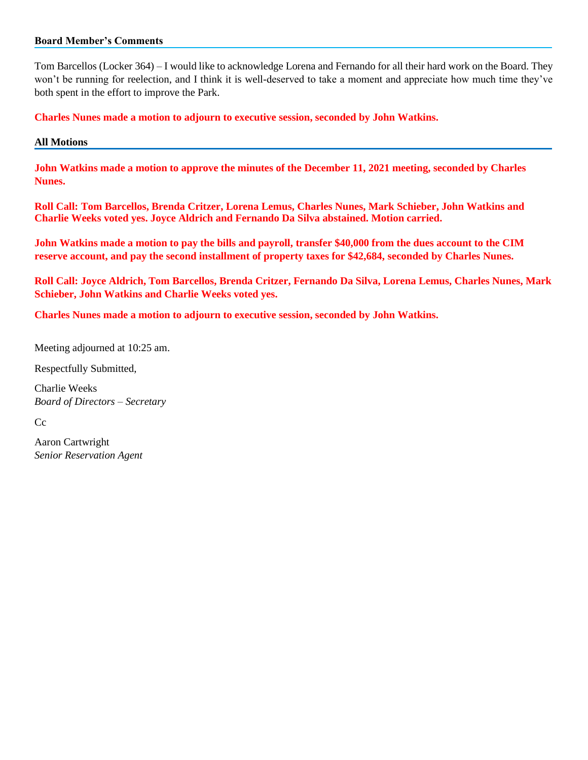**Board Member's Comments**

Tom Barcellos (Locker 364) – I would like to acknowledge Lorena and Fernando for all their hard work on the Board. They won't be running for reelection, and I think it is well-deserved to take a moment and appreciate how much time they've both spent in the effort to improve the Park.

**Charles Nunes made a motion to adjourn to executive session, seconded by John Watkins.**

**All Motions**

**John Watkins made a motion to approve the minutes of the December 11, 2021 meeting, seconded by Charles Nunes.**

**Roll Call: Tom Barcellos, Brenda Critzer, Lorena Lemus, Charles Nunes, Mark Schieber, John Watkins and Charlie Weeks voted yes. Joyce Aldrich and Fernando Da Silva abstained. Motion carried.**

**John Watkins made a motion to pay the bills and payroll, transfer $40,000 from the dues account to the CIM reserve account, and pay the second installment of property taxes for $42,684, seconded by Charles Nunes.**

**Roll Call: Joyce Aldrich, Tom Barcellos, Brenda Critzer, Fernando Da Silva, Lorena Lemus, Charles Nunes, Mark Schieber, John Watkins and Charlie Weeks voted yes.**

**Charles Nunes made a motion to adjourn to executive session, seconded by John Watkins.**

Meeting adjourned at 10:25 am.

Respectfully Submitted,

Charlie Weeks
*Board of Directors – Secretary*

Cc

Aaron Cartwright
*Senior Reservation Agent*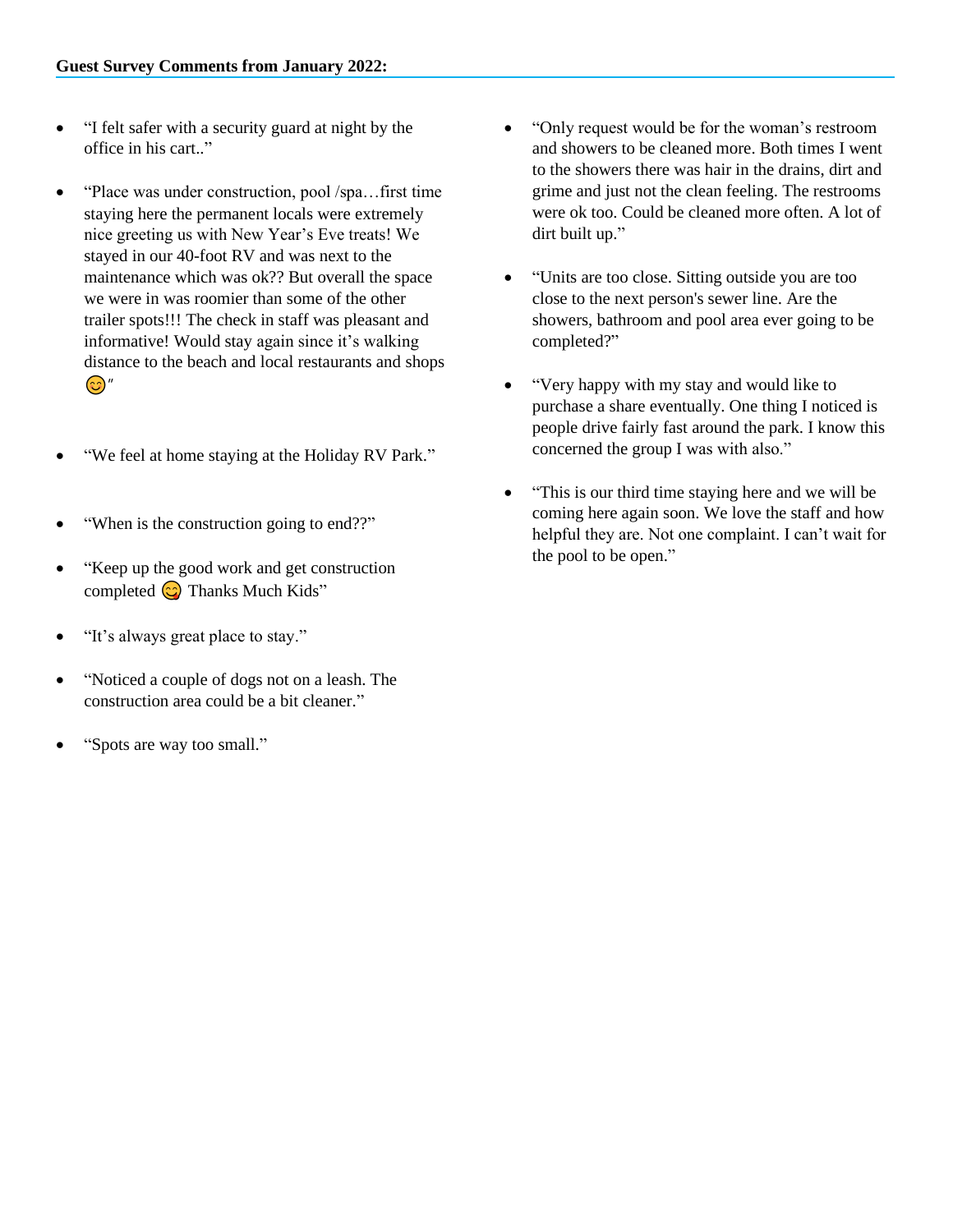**Guest Survey Comments from January 2022:**

- "I felt safer with a security guard at night by the office in his cart.."
- "Place was under construction, pool /spa…first time staying here the permanent locals were extremely nice greeting us with New Year's Eve treats! We stayed in our 40-foot RV and was next to the maintenance which was ok?? But overall the space we were in was roomier than some of the other trailer spots!!! The check in staff was pleasant and informative! Would stay again since it's walking distance to the beach and local restaurants and shops 😊"
- "We feel at home staying at the Holiday RV Park."
- "When is the construction going to end??"
- "Keep up the good work and get construction completed 😋 Thanks Much Kids"
- "It's always great place to stay."
- "Noticed a couple of dogs not on a leash. The construction area could be a bit cleaner."
- "Spots are way too small."
- "Only request would be for the woman's restroom and showers to be cleaned more. Both times I went to the showers there was hair in the drains, dirt and grime and just not the clean feeling. The restrooms were ok too. Could be cleaned more often. A lot of dirt built up."
- "Units are too close. Sitting outside you are too close to the next person's sewer line. Are the showers, bathroom and pool area ever going to be completed?"
- "Very happy with my stay and would like to purchase a share eventually. One thing I noticed is people drive fairly fast around the park. I know this concerned the group I was with also."
- "This is our third time staying here and we will be coming here again soon. We love the staff and how helpful they are. Not one complaint. I can't wait for the pool to be open."